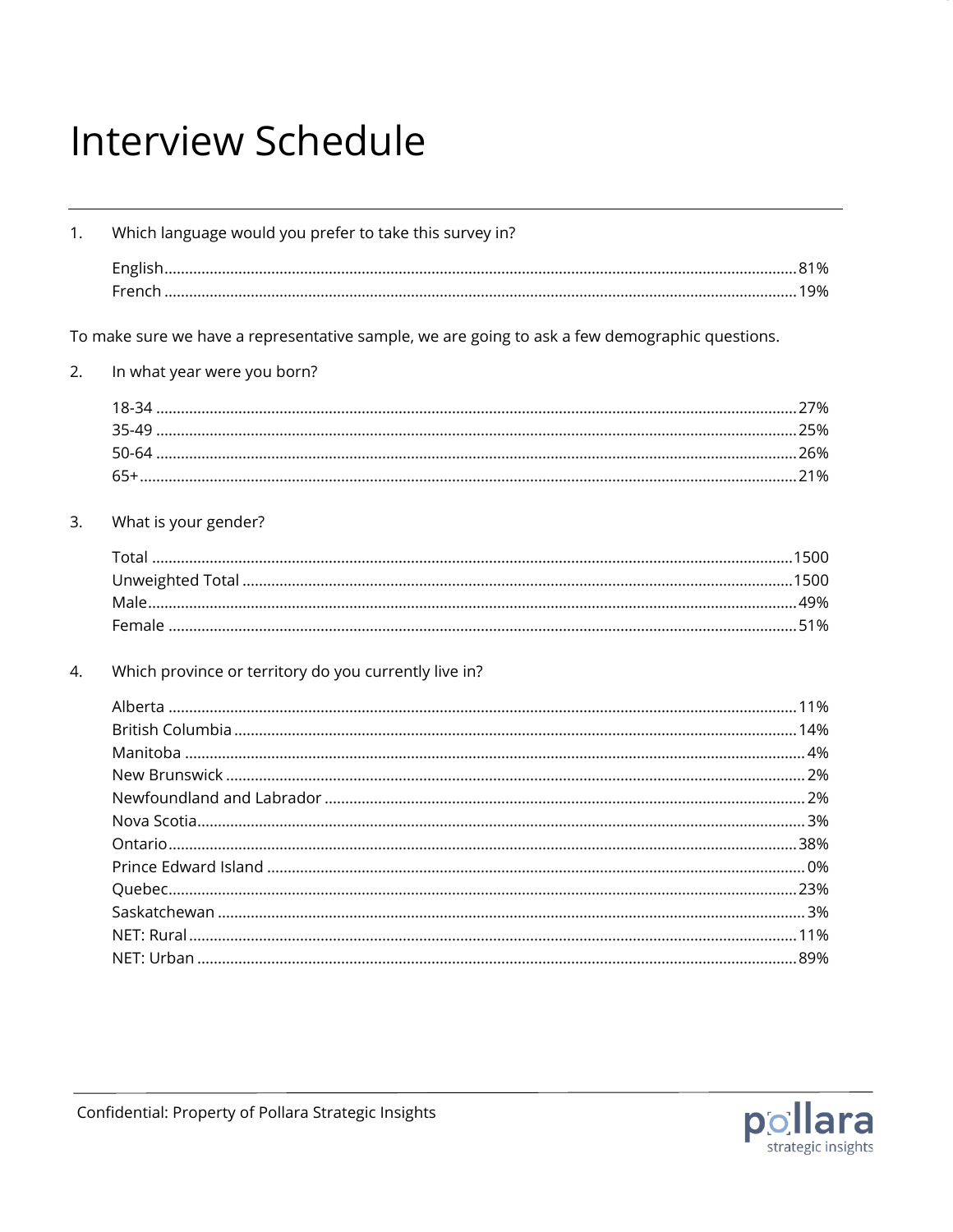# Interview Schedule

1. Which language would you prefer to take this survey in?

| | |
|---|---|
| English | 81% |
| French | 19% |

To make sure we have a representative sample, we are going to ask a few demographic questions.

2. In what year were you born?

| | |
|---|---|
| 18-34 | 27% |
| 35-49 | 25% |
| 50-64 | 26% |
| 65+ | 21% |

3. What is your gender?

| | |
|---|---|
| Total | 1500 |
| Unweighted Total | 1500 |
| Male | 49% |
| Female | 51% |

4. Which province or territory do you currently live in?

| | |
|---|---|
| Alberta | 11% |
| British Columbia | 14% |
| Manitoba | 4% |
| New Brunswick | 2% |
| Newfoundland and Labrador | 2% |
| Nova Scotia | 3% |
| Ontario | 38% |
| Prince Edward Island | 0% |
| Quebec | 23% |
| Saskatchewan | 3% |
| NET: Rural | 11% |
| NET: Urban | 89% |

Confidential: Property of Pollara Strategic Insights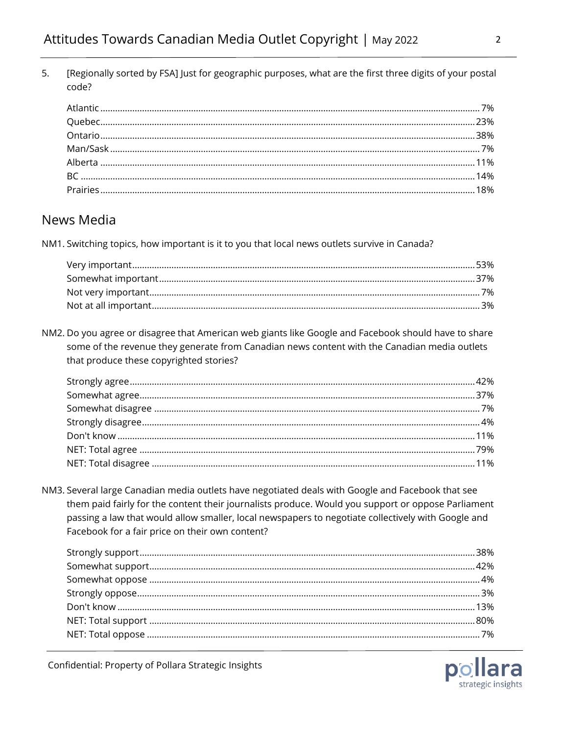5. [Regionally sorted by FSA] Just for geographic purposes, what are the first three digits of your postal code?

| | |
|---|---|
| Atlantic | 7% |
| Quebec | 23% |
| Ontario | 38% |
| Man/Sask | 7% |
| Alberta | 11% |
| BC | 14% |
| Prairies | 18% |

## News Media

NM1. Switching topics, how important is it to you that local news outlets survive in Canada?

| | |
|---|---|
| Very important | 53% |
| Somewhat important | 37% |
| Not very important | 7% |
| Not at all important | 3% |

NM2. Do you agree or disagree that American web giants like Google and Facebook should have to share some of the revenue they generate from Canadian news content with the Canadian media outlets that produce these copyrighted stories?

| | |
|---|---|
| Strongly agree | 42% |
| Somewhat agree | 37% |
| Somewhat disagree | 7% |
| Strongly disagree | 4% |
| Don't know | 11% |
| NET: Total agree | 79% |
| NET: Total disagree | 11% |

NM3. Several large Canadian media outlets have negotiated deals with Google and Facebook that see them paid fairly for the content their journalists produce. Would you support or oppose Parliament passing a law that would allow smaller, local newspapers to negotiate collectively with Google and Facebook for a fair price on their own content?

| | |
|---|---|
| Strongly support | 38% |
| Somewhat support | 42% |
| Somewhat oppose | 4% |
| Strongly oppose | 3% |
| Don't know | 13% |
| NET: Total support | 80% |
| NET: Total oppose | 7% |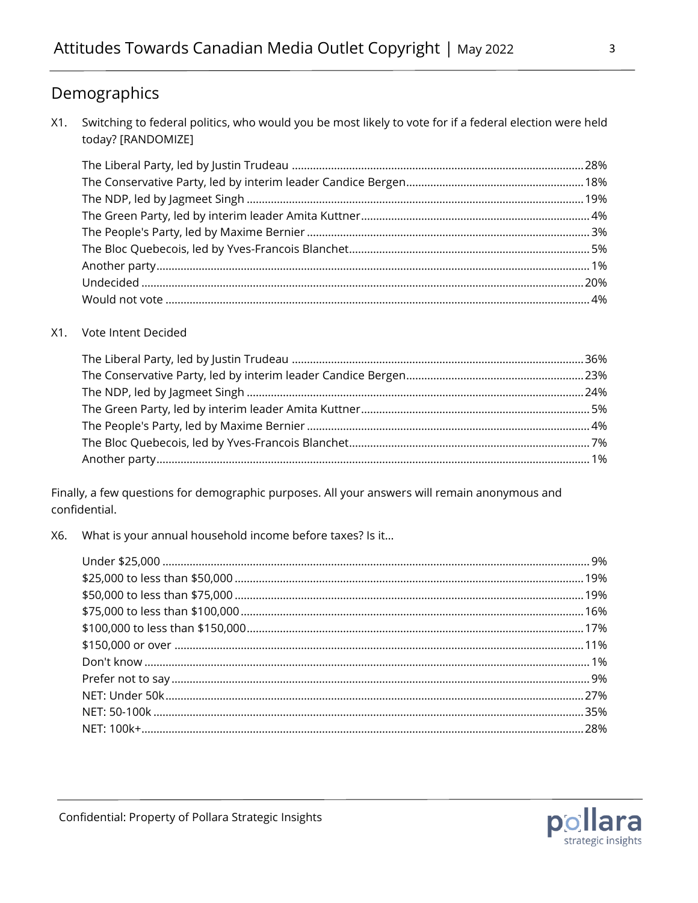## Demographics

X1. Switching to federal politics, who would you be most likely to vote for if a federal election were held today? [RANDOMIZE]

| Response | % |
|---|---|
| The Liberal Party, led by Justin Trudeau | 28% |
| The Conservative Party, led by interim leader Candice Bergen | 18% |
| The NDP, led by Jagmeet Singh | 19% |
| The Green Party, led by interim leader Amita Kuttner | 4% |
| The People's Party, led by Maxime Bernier | 3% |
| The Bloc Quebecois, led by Yves-Francois Blanchet | 5% |
| Another party | 1% |
| Undecided | 20% |
| Would not vote | 4% |

X1. Vote Intent Decided

| Response | % |
|---|---|
| The Liberal Party, led by Justin Trudeau | 36% |
| The Conservative Party, led by interim leader Candice Bergen | 23% |
| The NDP, led by Jagmeet Singh | 24% |
| The Green Party, led by interim leader Amita Kuttner | 5% |
| The People's Party, led by Maxime Bernier | 4% |
| The Bloc Quebecois, led by Yves-Francois Blanchet | 7% |
| Another party | 1% |

Finally, a few questions for demographic purposes. All your answers will remain anonymous and confidential.

X6. What is your annual household income before taxes? Is it…

| Response | % |
|---|---|
| Under $25,000 | 9% |
| $25,000 to less than $50,000 | 19% |
| $50,000 to less than $75,000 | 19% |
| $75,000 to less than $100,000 | 16% |
| $100,000 to less than $150,000 | 17% |
| $150,000 or over | 11% |
| Don't know | 1% |
| Prefer not to say | 9% |
| NET: Under 50k | 27% |
| NET: 50-100k | 35% |
| NET: 100k+ | 28% |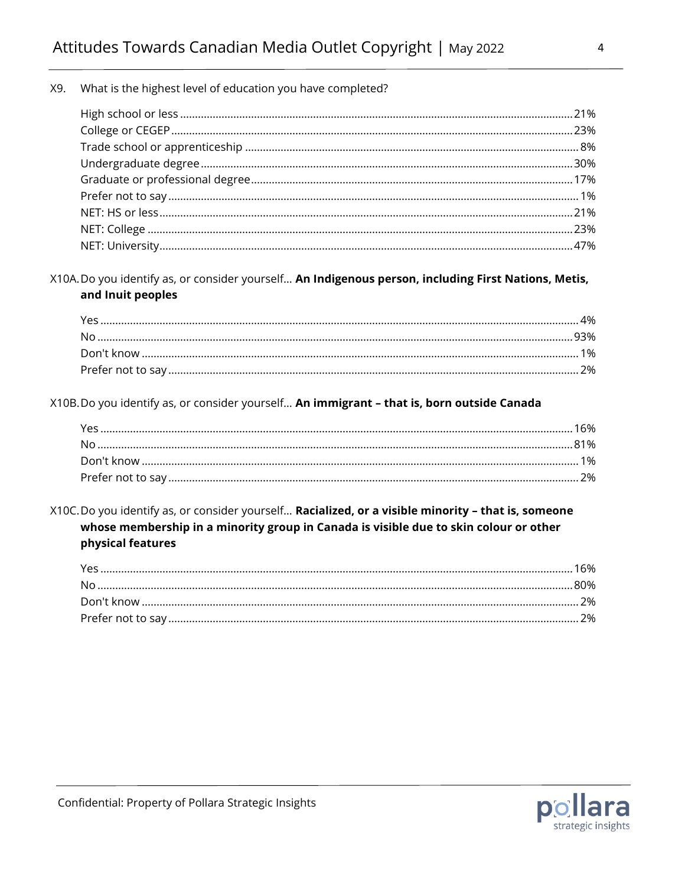X9. What is the highest level of education you have completed?

| | |
|---|---|
| High school or less | 21% |
| College or CEGEP | 23% |
| Trade school or apprenticeship | 8% |
| Undergraduate degree | 30% |
| Graduate or professional degree | 17% |
| Prefer not to say | 1% |
| NET: HS or less | 21% |
| NET: College | 23% |
| NET: University | 47% |

X10A. Do you identify as, or consider yourself... **An Indigenous person, including First Nations, Metis, and Inuit peoples**

| | |
|---|---|
| Yes | 4% |
| No | 93% |
| Don't know | 1% |
| Prefer not to say | 2% |

X10B. Do you identify as, or consider yourself... **An immigrant – that is, born outside Canada**

| | |
|---|---|
| Yes | 16% |
| No | 81% |
| Don't know | 1% |
| Prefer not to say | 2% |

X10C. Do you identify as, or consider yourself... **Racialized, or a visible minority – that is, someone whose membership in a minority group in Canada is visible due to skin colour or other physical features**

| | |
|---|---|
| Yes | 16% |
| No | 80% |
| Don't know | 2% |
| Prefer not to say | 2% |

Confidential: Property of Pollara Strategic Insights